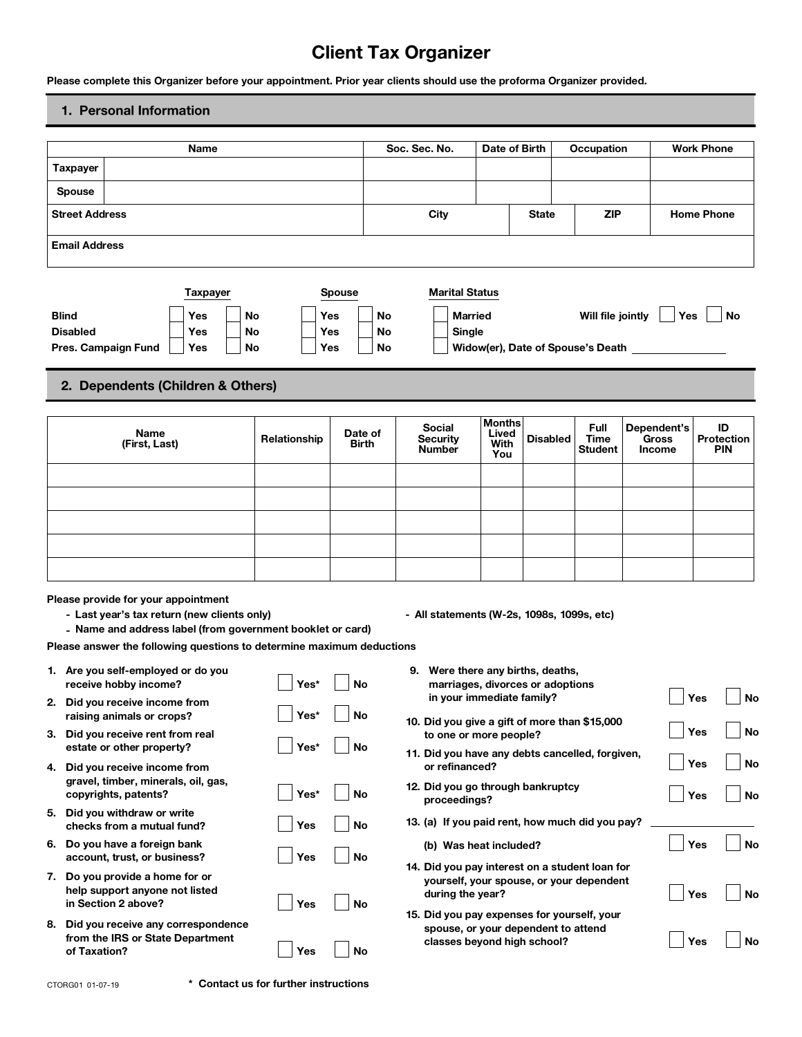# Client Tax Organizer

**Please complete this Organizer before your appointment. Prior year clients should use the proforma Organizer provided.**

## 1. Personal Information

| | Name | Soc. Sec. No. | Date of Birth | Occupation | Work Phone |
|---|---|---|---|---|---|
| **Taxpayer** | | | | | |
| **Spouse** | | | | | |

| Street Address | City | State | ZIP | Home Phone |
|---|---|---|---|---|
| | | | | |

| Email Address |
|---|
| |

| | Taxpayer | | Spouse | |
|---|---|---|---|---|
| **Blind** | Yes | No | Yes | No |
| **Disabled** | Yes | No | Yes | No |
| **Pres. Campaign Fund** | Yes | No | Yes | No |

**Marital Status**

- Married
- Single
- Widow(er), Date of Spouse's Death ______________

**Will file jointly** Yes No

## 2. Dependents (Children & Others)

| Name (First, Last) | Relationship | Date of Birth | Social Security Number | Months Lived With You | Disabled | Full Time Student | Dependent's Gross Income | ID Protection PIN |
|---|---|---|---|---|---|---|---|---|
| | | | | | | | | |
| | | | | | | | | |
| | | | | | | | | |
| | | | | | | | | |
| | | | | | | | | |

**Please provide for your appointment**

- **Last year's tax return (new clients only)**
- **Name and address label (from government booklet or card)**
- **All statements (W-2s, 1098s, 1099s, etc)**

**Please answer the following questions to determine maximum deductions**

1. Are you self-employed or do you receive hobby income? Yes* No
2. Did you receive income from raising animals or crops? Yes* No
3. Did you receive rent from real estate or other property? Yes* No
4. Did you receive income from gravel, timber, minerals, oil, gas, copyrights, patents? Yes* No
5. Did you withdraw or write checks from a mutual fund? Yes No
6. Do you have a foreign bank account, trust, or business? Yes No
7. Do you provide a home for or help support anyone not listed in Section 2 above? Yes No
8. Did you receive any correspondence from the IRS or State Department of Taxation? Yes No
9. Were there any births, deaths, marriages, divorces or adoptions in your immediate family? Yes No
10. Did you give a gift of more than $15,000 to one or more people? Yes No
11. Did you have any debts cancelled, forgiven, or refinanced? Yes No
12. Did you go through bankruptcy proceedings? Yes No
13. (a) If you paid rent, how much did you pay? ______________
    (b) Was heat included? Yes No
14. Did you pay interest on a student loan for yourself, your spouse, or your dependent during the year? Yes No
15. Did you pay expenses for yourself, your spouse, or your dependent to attend classes beyond high school? Yes No

CTORG01 01-07-19

**\* Contact us for further instructions**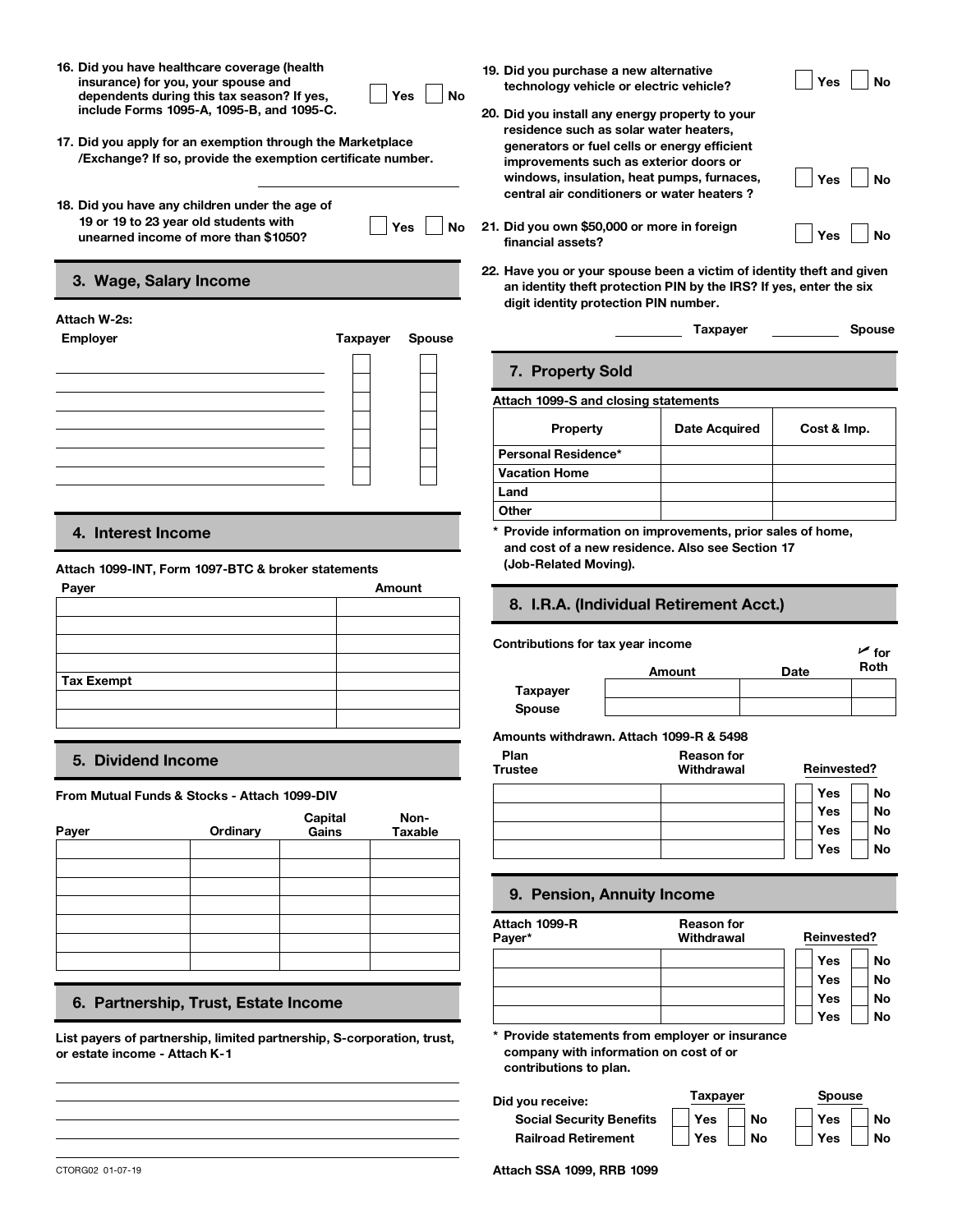16. Did you have healthcare coverage (health insurance) for you, your spouse and dependents during this tax season? If yes, include Forms 1095-A, 1095-B, and 1095-C. ☐ Yes ☐ No

17. Did you apply for an exemption through the Marketplace /Exchange? If so, provide the exemption certificate number. ______________

18. Did you have any children under the age of 19 or 19 to 23 year old students with unearned income of more than $1050? ☐ Yes ☐ No

## 3. Wage, Salary Income

Attach W-2s:

| Employer | Taxpayer | Spouse |
| --- | --- | --- |
| | ☐ | ☐ |
| | ☐ | ☐ |
| | ☐ | ☐ |
| | ☐ | ☐ |
| | ☐ | ☐ |
| | ☐ | ☐ |
| | ☐ | ☐ |

## 4. Interest Income

Attach 1099-INT, Form 1097-BTC & broker statements

| Payer | Amount |
| --- | --- |
| | |
| | |
| | |
| | |
| Tax Exempt | |
| | |
| | |

## 5. Dividend Income

From Mutual Funds & Stocks - Attach 1099-DIV

| Payer | Ordinary | Capital Gains | Non-Taxable |
| --- | --- | --- | --- |
| | | | |
| | | | |
| | | | |
| | | | |
| | | | |
| | | | |
| | | | |

## 6. Partnership, Trust, Estate Income

List payers of partnership, limited partnership, S-corporation, trust, or estate income - Attach K-1

______________

______________

______________

______________

19. Did you purchase a new alternative technology vehicle or electric vehicle? ☐ Yes ☐ No

20. Did you install any energy property to your residence such as solar water heaters, generators or fuel cells or energy efficient improvements such as exterior doors or windows, insulation, heat pumps, furnaces, central air conditioners or water heaters ? ☐ Yes ☐ No

21. Did you own $50,000 or more in foreign financial assets? ☐ Yes ☐ No

22. Have you or your spouse been a victim of identity theft and given an identity theft protection PIN by the IRS? If yes, enter the six digit identity protection PIN number.

__________ Taxpayer __________ Spouse

## 7. Property Sold

Attach 1099-S and closing statements

| Property | Date Acquired | Cost & Imp. |
| --- | --- | --- |
| Personal Residence* | | |
| Vacation Home | | |
| Land | | |
| Other | | |

\* Provide information on improvements, prior sales of home, and cost of a new residence. Also see Section 17 (Job-Related Moving).

## 8. I.R.A. (Individual Retirement Acct.)

Contributions for tax year income

| | Amount | Date | ✓ for Roth |
| --- | --- | --- | --- |
| Taxpayer | | | |
| Spouse | | | |

Amounts withdrawn. Attach 1099-R & 5498

| Plan Trustee | Reason for Withdrawal | Reinvested? |
| --- | --- | --- |
| | | ☐ Yes ☐ No |
| | | ☐ Yes ☐ No |
| | | ☐ Yes ☐ No |
| | | ☐ Yes ☐ No |

## 9. Pension, Annuity Income

| Attach 1099-R Payer* | Reason for Withdrawal | Reinvested? |
| --- | --- | --- |
| | | ☐ Yes ☐ No |
| | | ☐ Yes ☐ No |
| | | ☐ Yes ☐ No |
| | | ☐ Yes ☐ No |

\* Provide statements from employer or insurance company with information on cost of or contributions to plan.

| Did you receive: | Taxpayer | Spouse |
| --- | --- | --- |
| Social Security Benefits | ☐ Yes ☐ No | ☐ Yes ☐ No |
| Railroad Retirement | ☐ Yes ☐ No | ☐ Yes ☐ No |

Attach SSA 1099, RRB 1099

CTORG02 01-07-19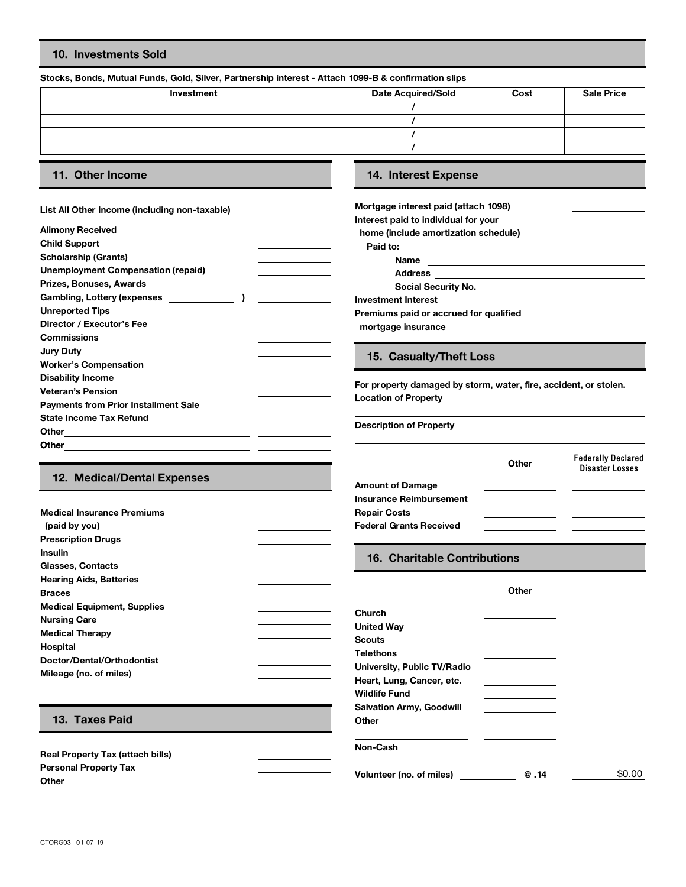## 10. Investments Sold

**Stocks, Bonds, Mutual Funds, Gold, Silver, Partnership interest - Attach 1099-B & confirmation slips**

| Investment | Date Acquired/Sold | Cost | Sale Price |
|---|---|---|---|
| | / | | |
| | / | | |
| | / | | |
| | / | | |

## 11. Other Income

**List All Other Income (including non-taxable)**

| | |
|---|---|
| **Alimony Received** | |
| **Child Support** | |
| **Scholarship (Grants)** | |
| **Unemployment Compensation (repaid)** | |
| **Prizes, Bonuses, Awards** | |
| **Gambling, Lottery (expenses ______ )** | |
| **Unreported Tips** | |
| **Director / Executor's Fee** | |
| **Commissions** | |
| **Jury Duty** | |
| **Worker's Compensation** | |
| **Disability Income** | |
| **Veteran's Pension** | |
| **Payments from Prior Installment Sale** | |
| **State Income Tax Refund** | |
| **Other** ______ | |
| **Other** ______ | |

## 12. Medical/Dental Expenses

| | |
|---|---|
| **Medical Insurance Premiums (paid by you)** | |
| **Prescription Drugs** | |
| **Insulin** | |
| **Glasses, Contacts** | |
| **Hearing Aids, Batteries** | |
| **Braces** | |
| **Medical Equipment, Supplies** | |
| **Nursing Care** | |
| **Medical Therapy** | |
| **Hospital** | |
| **Doctor/Dental/Orthodontist** | |
| **Mileage (no. of miles)** | |

## 13. Taxes Paid

| | |
|---|---|
| **Real Property Tax (attach bills)** | |
| **Personal Property Tax** | |
| **Other** ______ | |

## 14. Interest Expense

| | |
|---|---|
| **Mortgage interest paid (attach 1098)** | |
| **Interest paid to individual for your home (include amortization schedule)** | |

**Paid to:**

**Name** ______

**Address** ______

**Social Security No.** ______

| | |
|---|---|
| **Investment Interest** | |
| **Premiums paid or accrued for qualified mortgage insurance** | |

## 15. Casualty/Theft Loss

**For property damaged by storm, water, fire, accident, or stolen.**

**Location of Property** ______

**Description of Property** ______

| | Other | Federally Declared Disaster Losses |
|---|---|---|
| **Amount of Damage** | | |
| **Insurance Reimbursement** | | |
| **Repair Costs** | | |
| **Federal Grants Received** | | |

## 16. Charitable Contributions

| | Other | |
|---|---|---|
| **Church** | | |
| **United Way** | | |
| **Scouts** | | |
| **Telethons** | | |
| **University, Public TV/Radio** | | |
| **Heart, Lung, Cancer, etc.** | | |
| **Wildlife Fund** | | |
| **Salvation Army, Goodwill** | | |
| **Other** | | |
| ______ | | |
| **Non-Cash** | | |
| ______ | | |
| **Volunteer (no. of miles)** ______ | **@ .14** | $0.00 |

CTORG03 01-07-19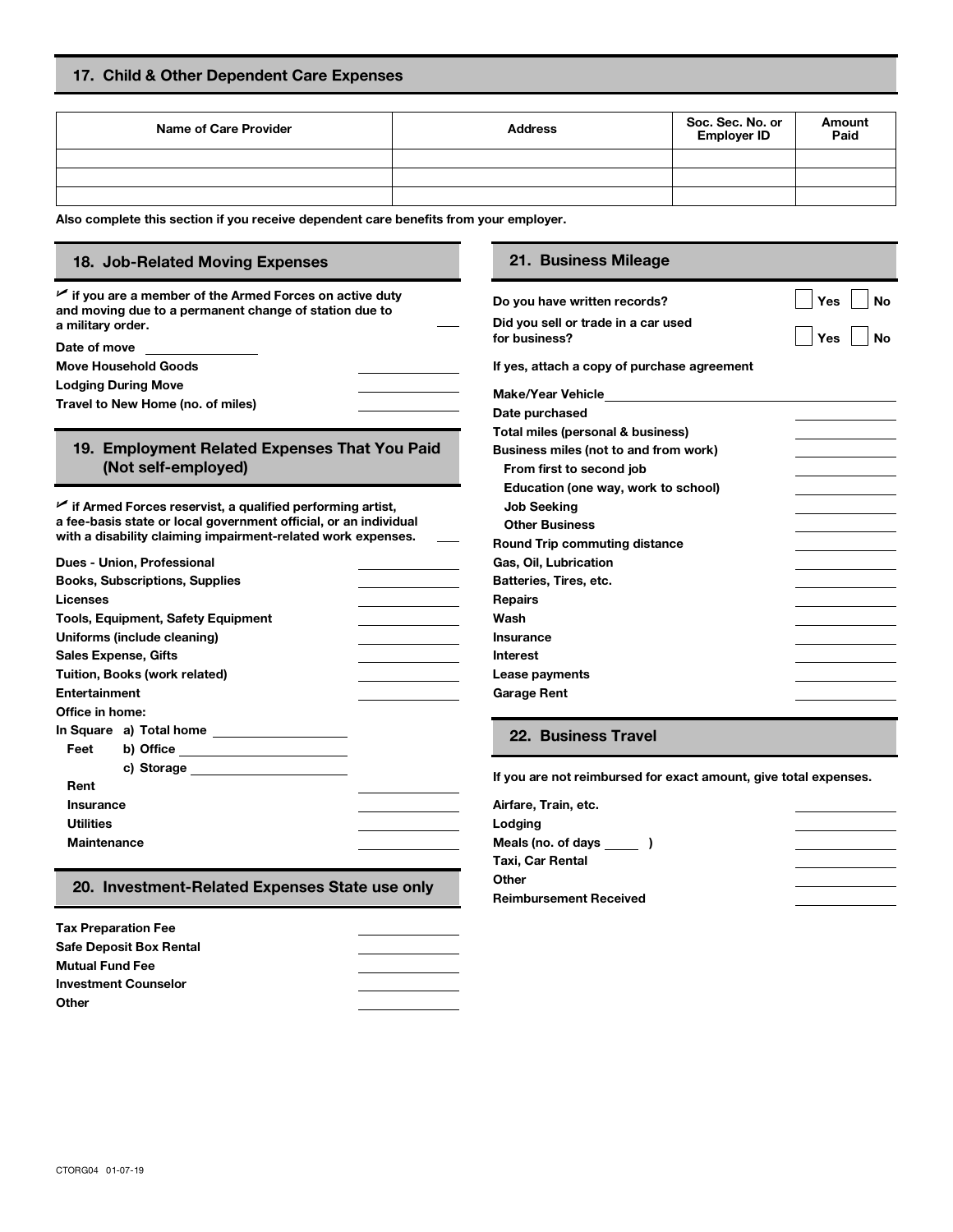## 17. Child & Other Dependent Care Expenses

| Name of Care Provider | Address | Soc. Sec. No. or Employer ID | Amount Paid |
| --- | --- | --- | --- |
| | | | |
| | | | |
| | | | |

**Also complete this section if you receive dependent care benefits from your employer.**

## 18. Job-Related Moving Expenses

✓ if you are a member of the Armed Forces on active duty and moving due to a permanent change of station due to a military order. ____

Date of move ____________

Move Household Goods ____________

Lodging During Move ____________

Travel to New Home (no. of miles) ____________

## 19. Employment Related Expenses That You Paid (Not self-employed)

✓ if Armed Forces reservist, a qualified performing artist, a fee-basis state or local government official, or an individual with a disability claiming impairment-related work expenses. ____

Dues - Union, Professional ____________

Books, Subscriptions, Supplies ____________

Licenses ____________

Tools, Equipment, Safety Equipment ____________

Uniforms (include cleaning) ____________

Sales Expense, Gifts ____________

Tuition, Books (work related) ____________

Entertainment ____________

Office in home:

In Square Feet
- a) Total home ____________
- b) Office ____________
- c) Storage ____________

Rent ____________

Insurance ____________

Utilities ____________

Maintenance ____________

## 20. Investment-Related Expenses State use only

Tax Preparation Fee ____________

Safe Deposit Box Rental ____________

Mutual Fund Fee ____________

Investment Counselor ____________

Other ____________

## 21. Business Mileage

Do you have written records? ☐ Yes ☐ No

Did you sell or trade in a car used for business? ☐ Yes ☐ No

If yes, attach a copy of purchase agreement

Make/Year Vehicle ____________

Date purchased ____________

Total miles (personal & business) ____________

Business miles (not to and from work) ____________

- From first to second job ____________
- Education (one way, work to school) ____________
- Job Seeking ____________
- Other Business ____________

Round Trip commuting distance ____________

Gas, Oil, Lubrication ____________

Batteries, Tires, etc. ____________

Repairs ____________

Wash ____________

Insurance ____________

Interest ____________

Lease payments ____________

Garage Rent ____________

## 22. Business Travel

If you are not reimbursed for exact amount, give total expenses.

Airfare, Train, etc. ____________

Lodging ____________

Meals (no. of days ____ ) ____________

Taxi, Car Rental ____________

Other ____________

Reimbursement Received ____________

CTORG04 01-07-19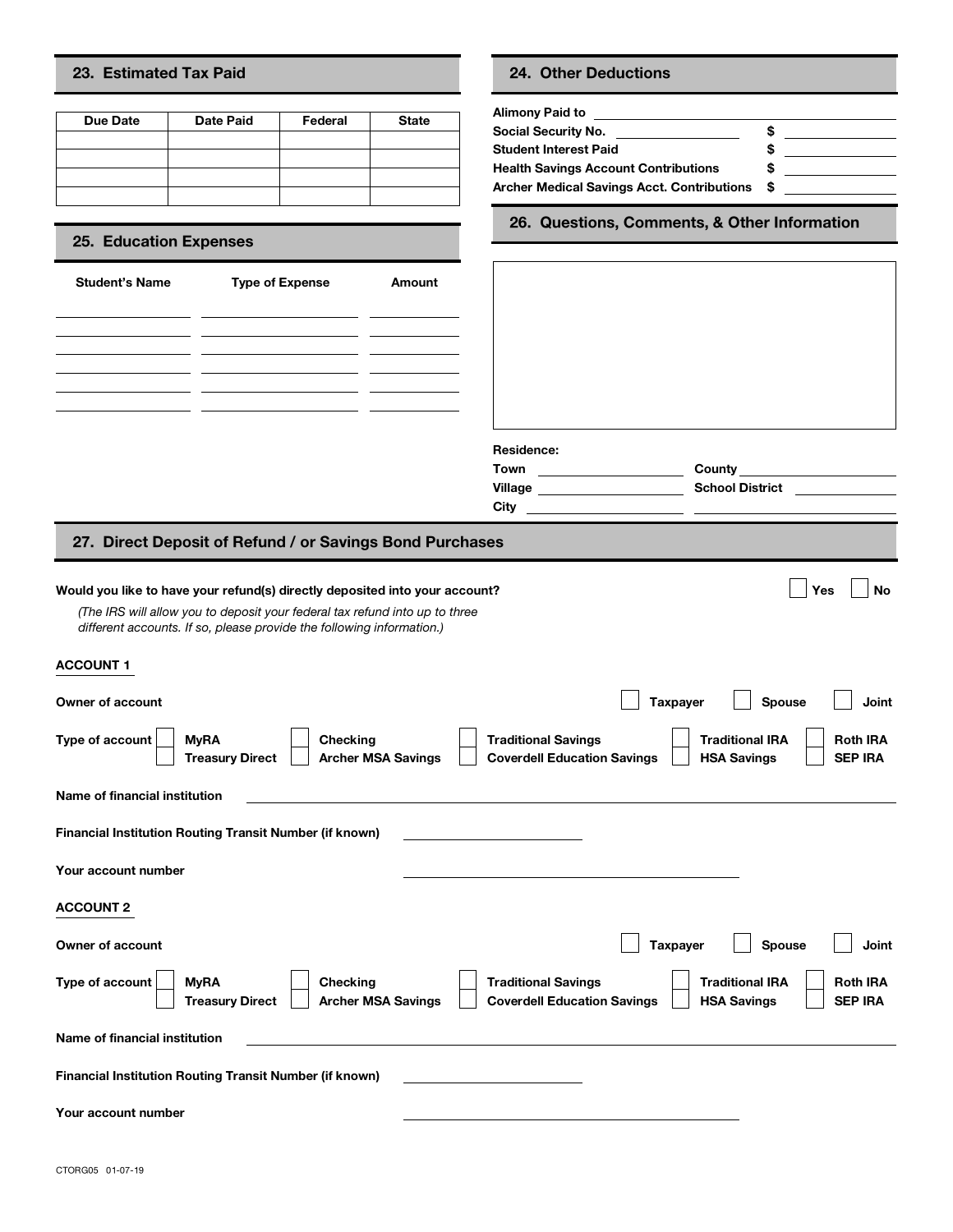## 23. Estimated Tax Paid

| Due Date | Date Paid | Federal | State |
|---|---|---|---|
| | | | |
| | | | |
| | | | |
| | | | |

## 24. Other Deductions

**Alimony Paid to** ______________________

**Social Security No.** ______________ **$** ____________

**Student Interest Paid** **$** ____________

**Health Savings Account Contributions** **$** ____________

**Archer Medical Savings Acct. Contributions** **$** ____________

## 25. Education Expenses

| Student's Name | Type of Expense | Amount |
|---|---|---|
| | | |
| | | |
| | | |
| | | |
| | | |

## 26. Questions, Comments, & Other Information

**Residence:**

**Town** ______________ **County** ______________

**Village** ______________ **School District** ______________

**City** ______________

## 27. Direct Deposit of Refund / or Savings Bond Purchases

**Would you like to have your refund(s) directly deposited into your account?** ☐ **Yes** ☐ **No**

*(The IRS will allow you to deposit your federal tax refund into up to three different accounts. If so, please provide the following information.)*

**ACCOUNT 1**

**Owner of account** ☐ **Taxpayer** ☐ **Spouse** ☐ **Joint**

**Type of account** ☐ **MyRA** ☐ **Checking** ☐ **Traditional Savings** ☐ **Traditional IRA** ☐ **Roth IRA**
☐ **Treasury Direct** ☐ **Archer MSA Savings** ☐ **Coverdell Education Savings** ☐ **HSA Savings** ☐ **SEP IRA**

**Name of financial institution** ______________________

**Financial Institution Routing Transit Number (if known)** ______________

**Your account number** ______________________

**ACCOUNT 2**

**Owner of account** ☐ **Taxpayer** ☐ **Spouse** ☐ **Joint**

**Type of account** ☐ **MyRA** ☐ **Checking** ☐ **Traditional Savings** ☐ **Traditional IRA** ☐ **Roth IRA**
☐ **Treasury Direct** ☐ **Archer MSA Savings** ☐ **Coverdell Education Savings** ☐ **HSA Savings** ☐ **SEP IRA**

**Name of financial institution** ______________________

**Financial Institution Routing Transit Number (if known)** ______________

**Your account number** ______________________

CTORG05 01-07-19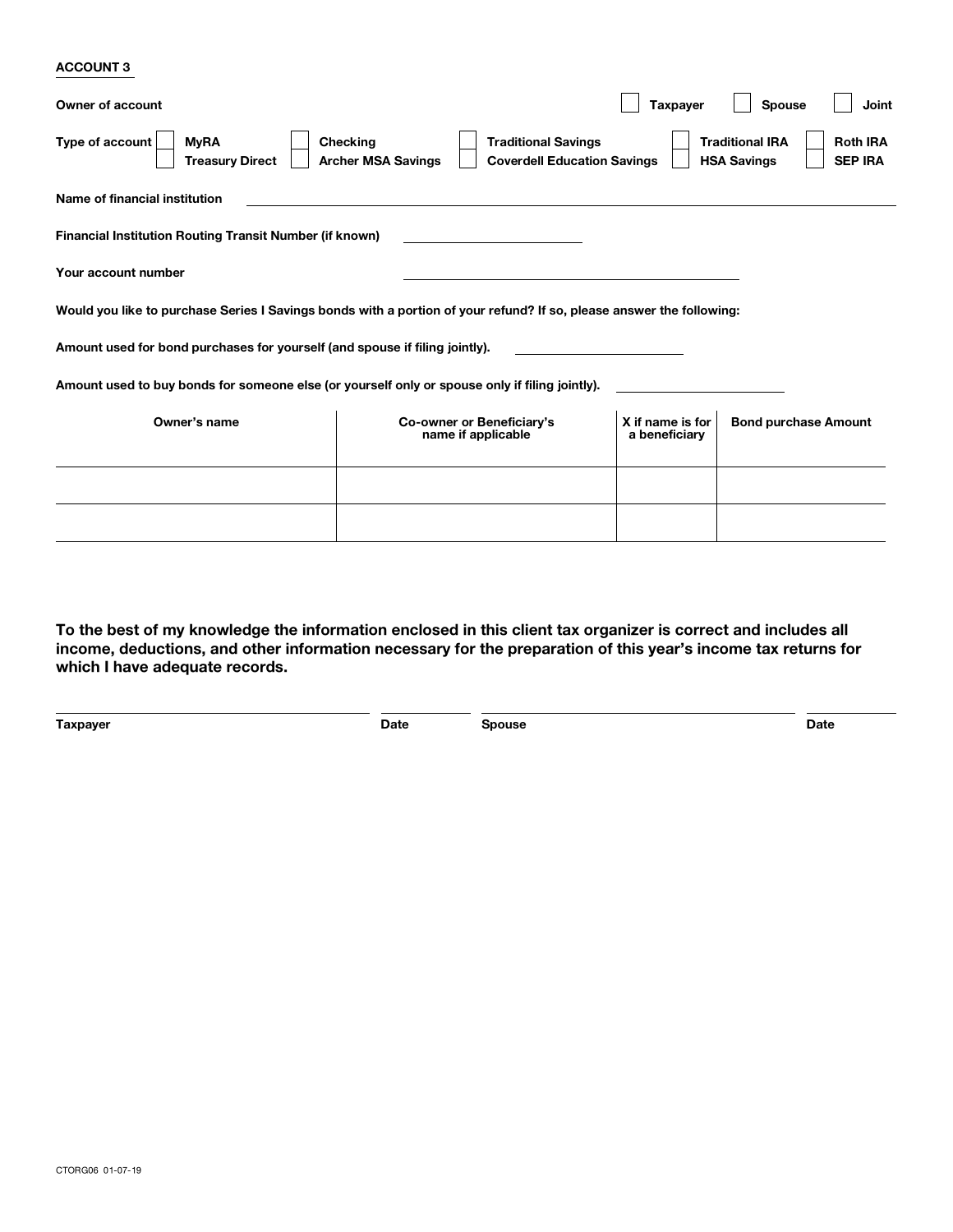**ACCOUNT 3**

**Owner of account** ☐ Taxpayer ☐ Spouse ☐ Joint

**Type of account** ☐ MyRA ☐ Treasury Direct ☐ Checking ☐ Archer MSA Savings ☐ Traditional Savings ☐ Coverdell Education Savings ☐ Traditional IRA ☐ HSA Savings ☐ Roth IRA ☐ SEP IRA

**Name of financial institution** ______________________________

**Financial Institution Routing Transit Number (if known)** ______________________________

**Your account number** ______________________________

**Would you like to purchase Series I Savings bonds with a portion of your refund? If so, please answer the following:**

**Amount used for bond purchases for yourself (and spouse if filing jointly).** ______________________________

**Amount used to buy bonds for someone else (or yourself only or spouse only if filing jointly).** ______________________________

| Owner's name | Co-owner or Beneficiary's name if applicable | X if name is for a beneficiary | Bond purchase Amount |
|---|---|---|---|
| | | | |
| | | | |

**To the best of my knowledge the information enclosed in this client tax organizer is correct and includes all income, deductions, and other information necessary for the preparation of this year's income tax returns for which I have adequate records.**

| | | | |
|---|---|---|---|
| **Taxpayer** | **Date** | **Spouse** | **Date** |

CTORG06 01-07-19